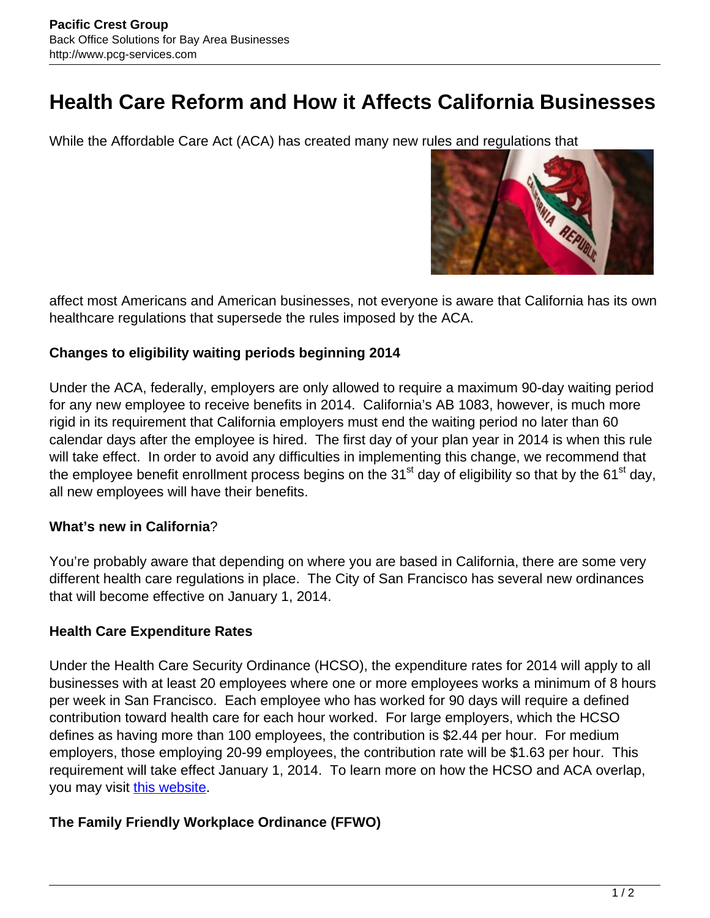# Health Care Reform and How it Affects California Businesses

While the Affordable Care Act (ACA) has created many new rules and regulations that affect most Americans and American businesses, not everyone is aware that California has its own healthcare regulations that supersede the rules imposed by the ACA.

**Changes to eligibility waiting periods beginning 2014**

Under the ACA, federally, employers are only allowed to require a maximum 90-day waiting period for any new employee to receive benefits in 2014. California's AB 1083, however, is much more rigid in its requirement that California employers must end the waiting period no later than 60 calendar days after the employee is hired. The first day of your plan year in 2014 is when this rule will take effect. In order to avoid any difficulties in implementing this change, we recommend that the employee benefit enrollment process begins on the 31st day of eligibility so that by the 61st day, all new employees will have their benefits.

**What's new in California**?

You're probably aware that depending on where you are based in California, there are some very different health care regulations in place. The City of San Francisco has several new ordinances that will become effective on January 1, 2014.

**Health Care Expenditure Rates**

Under the Health Care Security Ordinance (HCSO), the expenditure rates for 2014 will apply to all businesses with at least 20 employees where one or more employees works a minimum of 8 hours per week in San Francisco. Each employee who has worked for 90 days will require a defined contribution toward health care for each hour worked. For large employers, which the HCSO defines as having more than 100 employees, the contribution is $2.44 per hour. For medium employers, those employing 20-99 employees, the contribution rate will be $1.63 per hour. This requirement will take effect January 1, 2014. To learn more on how the HCSO and ACA overlap, you may visit this website.

**The Family Friendly Workplace Ordinance (FFWO)**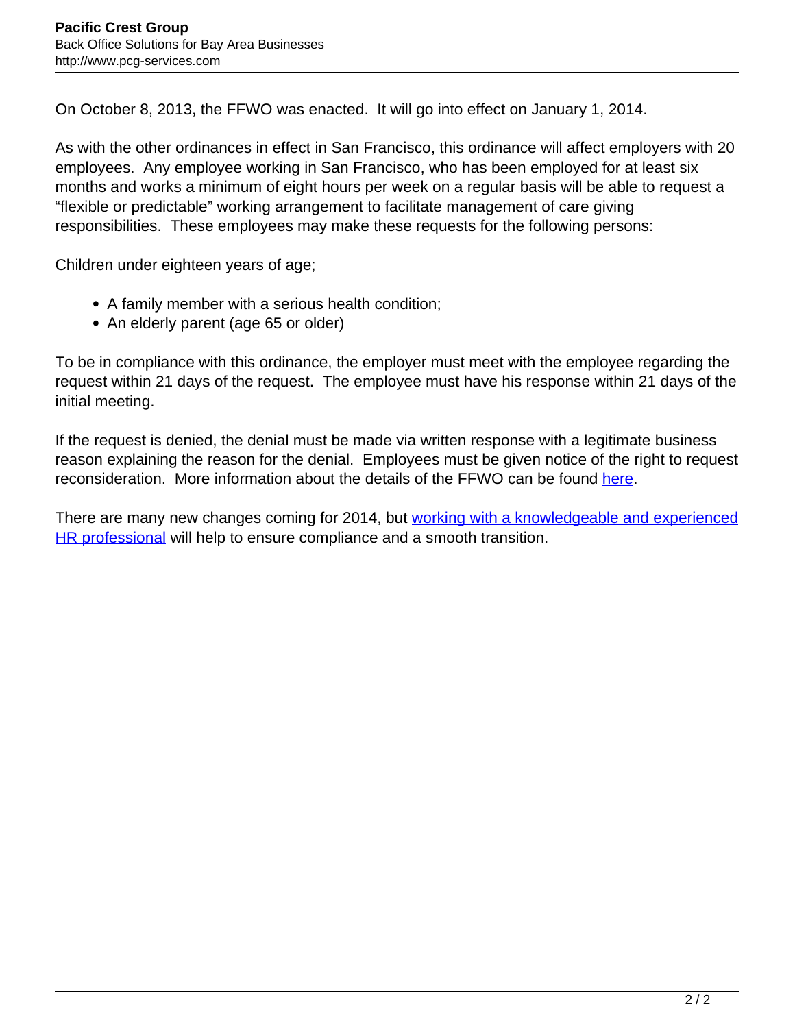On October 8, 2013, the FFWO was enacted.  It will go into effect on January 1, 2014.

As with the other ordinances in effect in San Francisco, this ordinance will affect employers with 20 employees.  Any employee working in San Francisco, who has been employed for at least six months and works a minimum of eight hours per week on a regular basis will be able to request a "flexible or predictable" working arrangement to facilitate management of care giving responsibilities.  These employees may make these requests for the following persons:

Children under eighteen years of age;

- A family member with a serious health condition;
- An elderly parent (age 65 or older)

To be in compliance with this ordinance, the employer must meet with the employee regarding the request within 21 days of the request.  The employee must have his response within 21 days of the initial meeting.

If the request is denied, the denial must be made via written response with a legitimate business reason explaining the reason for the denial.  Employees must be given notice of the right to request reconsideration.  More information about the details of the FFWO can be found here.

There are many new changes coming for 2014, but working with a knowledgeable and experienced HR professional will help to ensure compliance and a smooth transition.